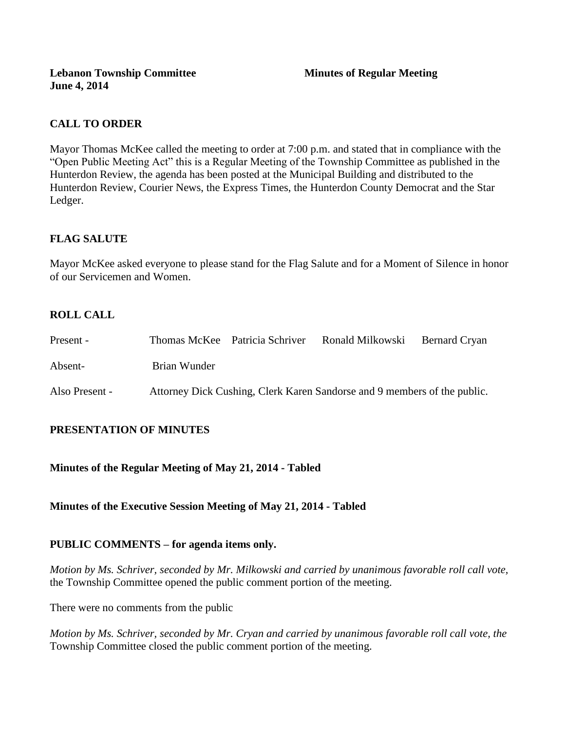**Lebanon Township Committee** **Minutes of Regular Meeting**
**June 4, 2014**

## CALL TO ORDER

Mayor Thomas McKee called the meeting to order at 7:00 p.m. and stated that in compliance with the "Open Public Meeting Act" this is a Regular Meeting of the Township Committee as published in the Hunterdon Review, the agenda has been posted at the Municipal Building and distributed to the Hunterdon Review, Courier News, the Express Times, the Hunterdon County Democrat and the Star Ledger.

## FLAG SALUTE

Mayor McKee asked everyone to please stand for the Flag Salute and for a Moment of Silence in honor of our Servicemen and Women.

## ROLL CALL

Present - Thomas McKee Patricia Schriver Ronald Milkowski Bernard Cryan

Absent- Brian Wunder

Also Present - Attorney Dick Cushing, Clerk Karen Sandorse and 9 members of the public.

## PRESENTATION OF MINUTES

**Minutes of the Regular Meeting of May 21, 2014 - Tabled**

**Minutes of the Executive Session Meeting of May 21, 2014 - Tabled**

## PUBLIC COMMENTS – for agenda items only.

*Motion by Ms. Schriver, seconded by Mr. Milkowski and carried by unanimous favorable roll call vote,* the Township Committee opened the public comment portion of the meeting.

There were no comments from the public

*Motion by Ms. Schriver, seconded by Mr. Cryan and carried by unanimous favorable roll call vote, the* Township Committee closed the public comment portion of the meeting.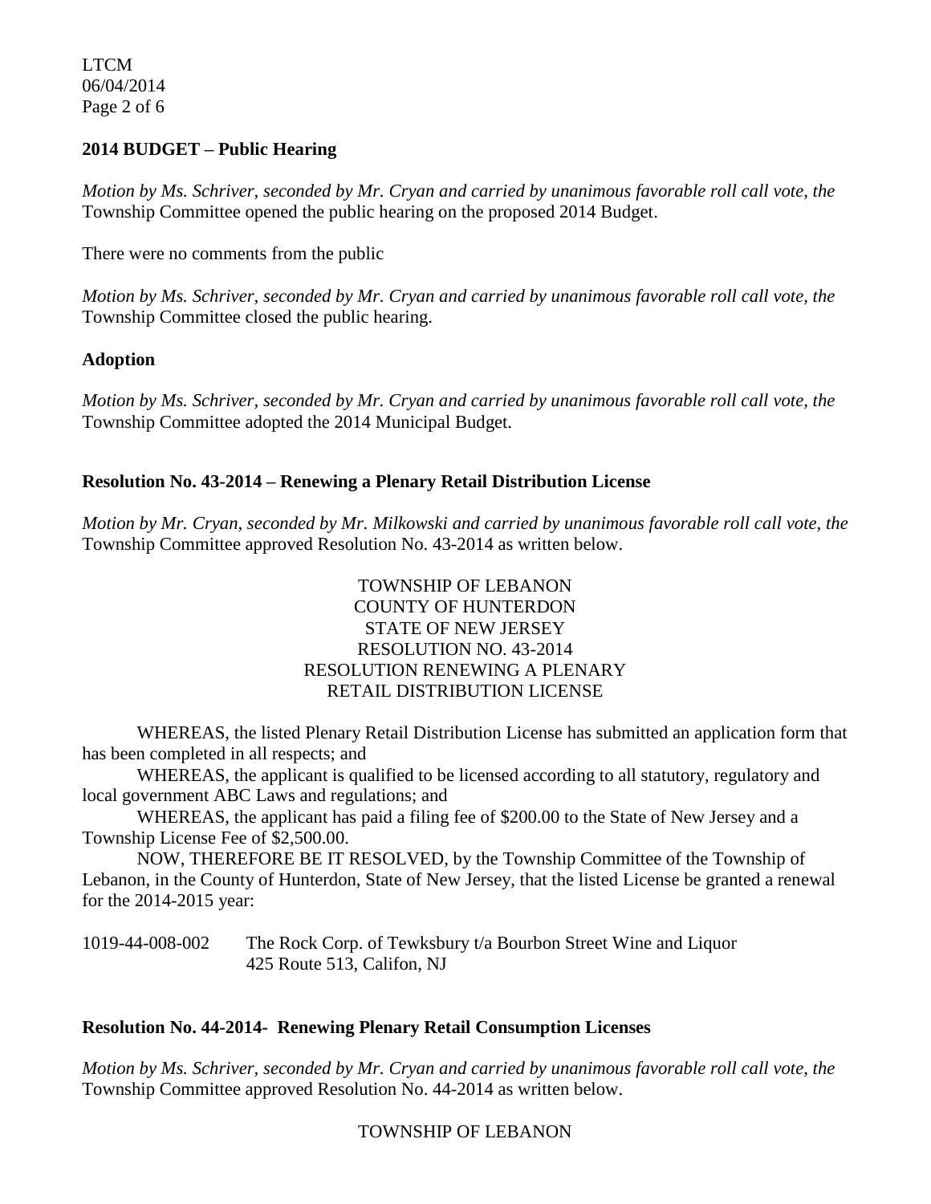**2014 BUDGET – Public Hearing**

*Motion by Ms. Schriver, seconded by Mr. Cryan and carried by unanimous favorable roll call vote, the* Township Committee opened the public hearing on the proposed 2014 Budget.

There were no comments from the public

*Motion by Ms. Schriver, seconded by Mr. Cryan and carried by unanimous favorable roll call vote, the* Township Committee closed the public hearing.

**Adoption**

*Motion by Ms. Schriver, seconded by Mr. Cryan and carried by unanimous favorable roll call vote, the* Township Committee adopted the 2014 Municipal Budget.

**Resolution No. 43-2014 – Renewing a Plenary Retail Distribution License**

*Motion by Mr. Cryan, seconded by Mr. Milkowski and carried by unanimous favorable roll call vote, the* Township Committee approved Resolution No. 43-2014 as written below.

TOWNSHIP OF LEBANON
COUNTY OF HUNTERDON
STATE OF NEW JERSEY
RESOLUTION NO. 43-2014
RESOLUTION RENEWING A PLENARY
RETAIL DISTRIBUTION LICENSE

WHEREAS, the listed Plenary Retail Distribution License has submitted an application form that has been completed in all respects; and

WHEREAS, the applicant is qualified to be licensed according to all statutory, regulatory and local government ABC Laws and regulations; and

WHEREAS, the applicant has paid a filing fee of $200.00 to the State of New Jersey and a Township License Fee of $2,500.00.

NOW, THEREFORE BE IT RESOLVED, by the Township Committee of the Township of Lebanon, in the County of Hunterdon, State of New Jersey, that the listed License be granted a renewal for the 2014-2015 year:

1019-44-008-002 The Rock Corp. of Tewksbury t/a Bourbon Street Wine and Liquor
425 Route 513, Califon, NJ

**Resolution No. 44-2014- Renewing Plenary Retail Consumption Licenses**

*Motion by Ms. Schriver, seconded by Mr. Cryan and carried by unanimous favorable roll call vote, the* Township Committee approved Resolution No. 44-2014 as written below.

TOWNSHIP OF LEBANON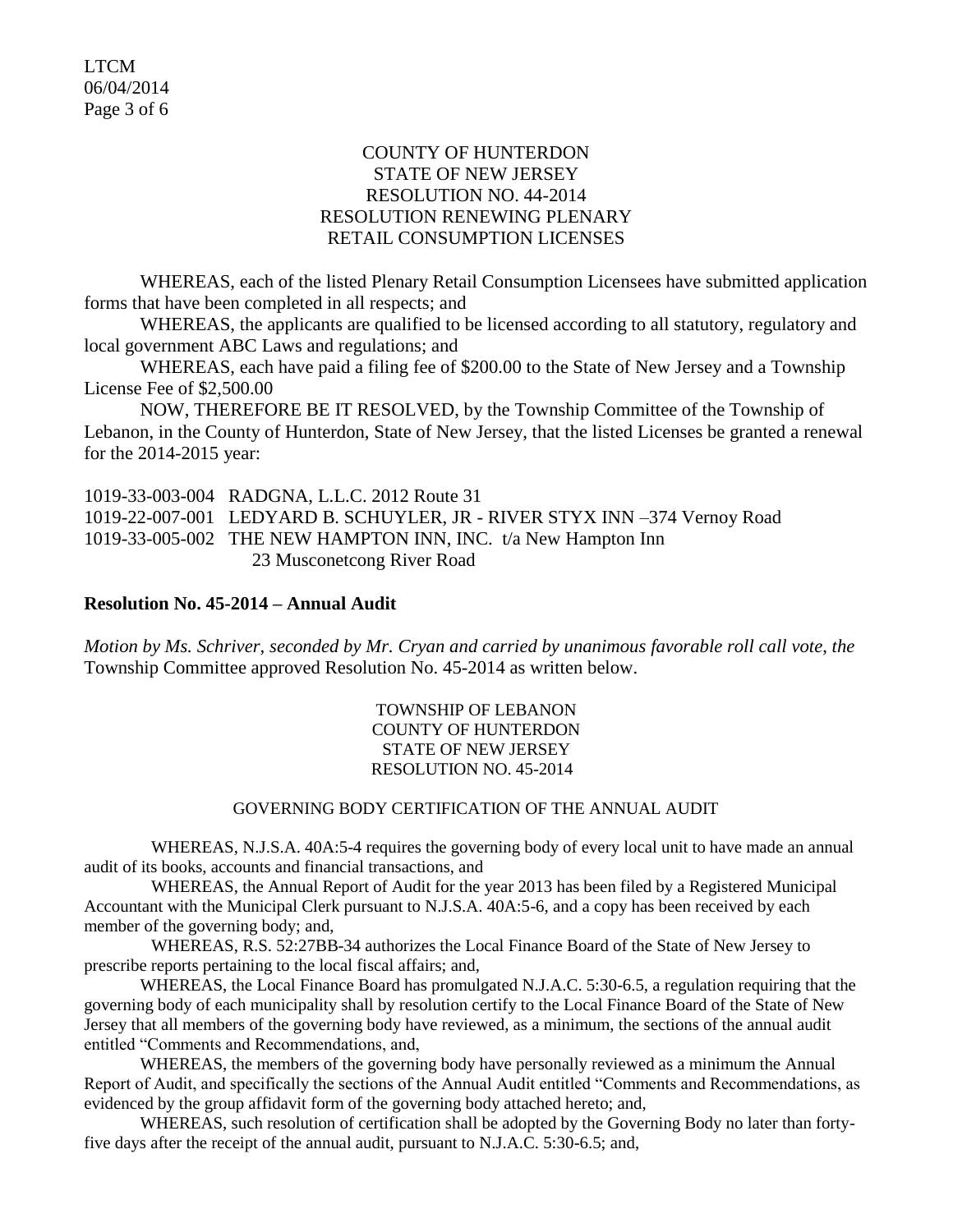COUNTY OF HUNTERDON
STATE OF NEW JERSEY
RESOLUTION NO. 44-2014
RESOLUTION RENEWING PLENARY
RETAIL CONSUMPTION LICENSES

WHEREAS, each of the listed Plenary Retail Consumption Licensees have submitted application forms that have been completed in all respects; and

WHEREAS, the applicants are qualified to be licensed according to all statutory, regulatory and local government ABC Laws and regulations; and

WHEREAS, each have paid a filing fee of $200.00 to the State of New Jersey and a Township License Fee of $2,500.00

NOW, THEREFORE BE IT RESOLVED, by the Township Committee of the Township of Lebanon, in the County of Hunterdon, State of New Jersey, that the listed Licenses be granted a renewal for the 2014-2015 year:

1019-33-003-004 RADGNA, L.L.C. 2012 Route 31
1019-22-007-001 LEDYARD B. SCHUYLER, JR - RIVER STYX INN –374 Vernoy Road
1019-33-005-002 THE NEW HAMPTON INN, INC. t/a New Hampton Inn
23 Musconetcong River Road

**Resolution No. 45-2014 – Annual Audit**

*Motion by Ms. Schriver, seconded by Mr. Cryan and carried by unanimous favorable roll call vote, the* Township Committee approved Resolution No. 45-2014 as written below.

TOWNSHIP OF LEBANON
COUNTY OF HUNTERDON
STATE OF NEW JERSEY
RESOLUTION NO. 45-2014

GOVERNING BODY CERTIFICATION OF THE ANNUAL AUDIT

WHEREAS, N.J.S.A. 40A:5-4 requires the governing body of every local unit to have made an annual audit of its books, accounts and financial transactions, and

WHEREAS, the Annual Report of Audit for the year 2013 has been filed by a Registered Municipal Accountant with the Municipal Clerk pursuant to N.J.S.A. 40A:5-6, and a copy has been received by each member of the governing body; and,

WHEREAS, R.S. 52:27BB-34 authorizes the Local Finance Board of the State of New Jersey to prescribe reports pertaining to the local fiscal affairs; and,

WHEREAS, the Local Finance Board has promulgated N.J.A.C. 5:30-6.5, a regulation requiring that the governing body of each municipality shall by resolution certify to the Local Finance Board of the State of New Jersey that all members of the governing body have reviewed, as a minimum, the sections of the annual audit entitled "Comments and Recommendations, and,

WHEREAS, the members of the governing body have personally reviewed as a minimum the Annual Report of Audit, and specifically the sections of the Annual Audit entitled "Comments and Recommendations, as evidenced by the group affidavit form of the governing body attached hereto; and,

WHEREAS, such resolution of certification shall be adopted by the Governing Body no later than forty-five days after the receipt of the annual audit, pursuant to N.J.A.C. 5:30-6.5; and,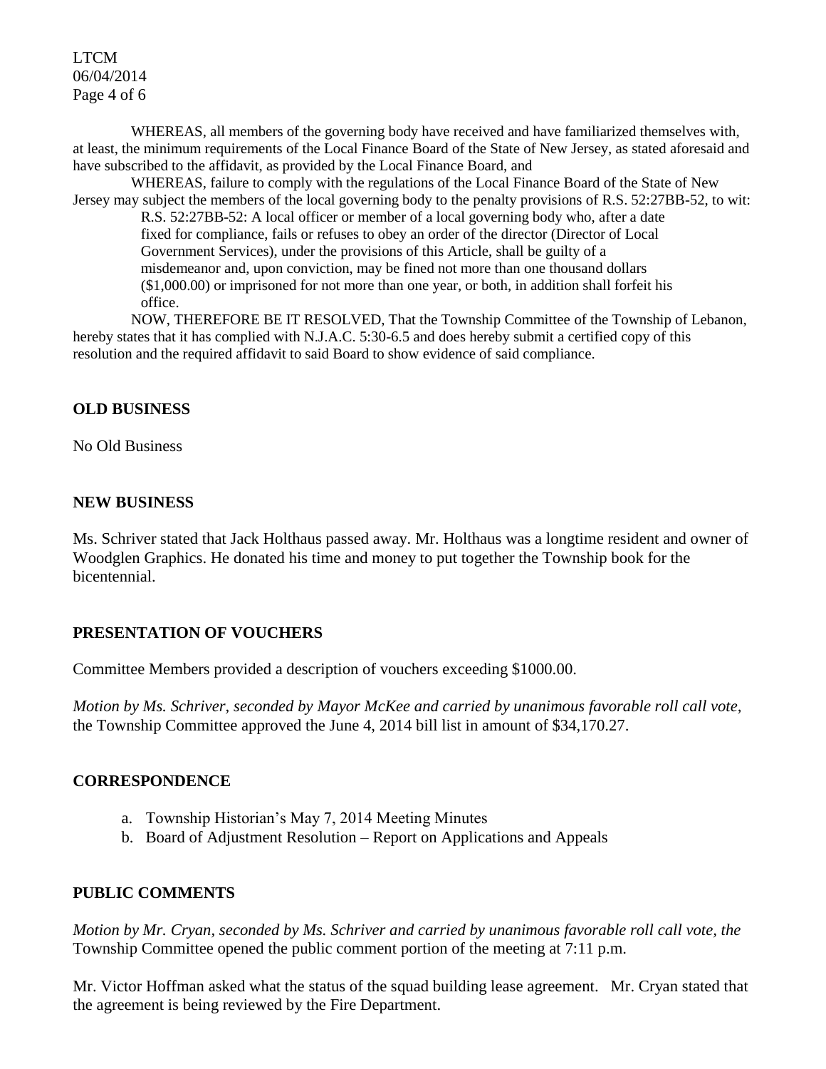WHEREAS, all members of the governing body have received and have familiarized themselves with, at least, the minimum requirements of the Local Finance Board of the State of New Jersey, as stated aforesaid and have subscribed to the affidavit, as provided by the Local Finance Board, and

WHEREAS, failure to comply with the regulations of the Local Finance Board of the State of New Jersey may subject the members of the local governing body to the penalty provisions of R.S. 52:27BB-52, to wit:

> R.S. 52:27BB-52: A local officer or member of a local governing body who, after a date fixed for compliance, fails or refuses to obey an order of the director (Director of Local Government Services), under the provisions of this Article, shall be guilty of a misdemeanor and, upon conviction, may be fined not more than one thousand dollars ($1,000.00) or imprisoned for not more than one year, or both, in addition shall forfeit his office.

NOW, THEREFORE BE IT RESOLVED, That the Township Committee of the Township of Lebanon, hereby states that it has complied with N.J.A.C. 5:30-6.5 and does hereby submit a certified copy of this resolution and the required affidavit to said Board to show evidence of said compliance.

**OLD BUSINESS**

No Old Business

**NEW BUSINESS**

Ms. Schriver stated that Jack Holthaus passed away. Mr. Holthaus was a longtime resident and owner of Woodglen Graphics. He donated his time and money to put together the Township book for the bicentennial.

**PRESENTATION OF VOUCHERS**

Committee Members provided a description of vouchers exceeding $1000.00.

*Motion by Ms. Schriver, seconded by Mayor McKee and carried by unanimous favorable roll call vote,* the Township Committee approved the June 4, 2014 bill list in amount of $34,170.27.

**CORRESPONDENCE**

a. Township Historian's May 7, 2014 Meeting Minutes
b. Board of Adjustment Resolution – Report on Applications and Appeals

**PUBLIC COMMENTS**

*Motion by Mr. Cryan, seconded by Ms. Schriver and carried by unanimous favorable roll call vote, the* Township Committee opened the public comment portion of the meeting at 7:11 p.m.

Mr. Victor Hoffman asked what the status of the squad building lease agreement. Mr. Cryan stated that the agreement is being reviewed by the Fire Department.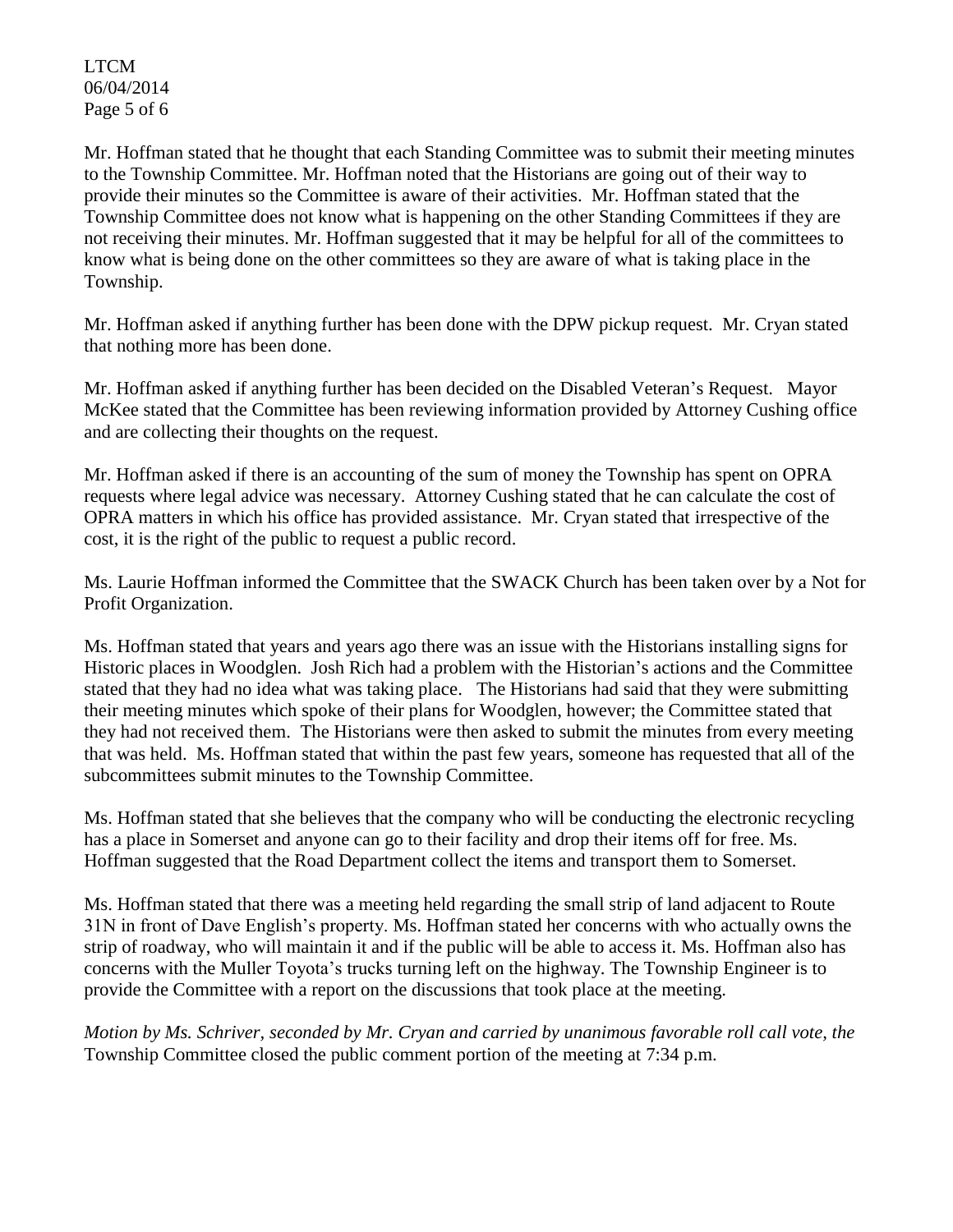Mr. Hoffman stated that he thought that each Standing Committee was to submit their meeting minutes to the Township Committee. Mr. Hoffman noted that the Historians are going out of their way to provide their minutes so the Committee is aware of their activities. Mr. Hoffman stated that the Township Committee does not know what is happening on the other Standing Committees if they are not receiving their minutes. Mr. Hoffman suggested that it may be helpful for all of the committees to know what is being done on the other committees so they are aware of what is taking place in the Township.

Mr. Hoffman asked if anything further has been done with the DPW pickup request. Mr. Cryan stated that nothing more has been done.

Mr. Hoffman asked if anything further has been decided on the Disabled Veteran's Request. Mayor McKee stated that the Committee has been reviewing information provided by Attorney Cushing office and are collecting their thoughts on the request.

Mr. Hoffman asked if there is an accounting of the sum of money the Township has spent on OPRA requests where legal advice was necessary. Attorney Cushing stated that he can calculate the cost of OPRA matters in which his office has provided assistance. Mr. Cryan stated that irrespective of the cost, it is the right of the public to request a public record.

Ms. Laurie Hoffman informed the Committee that the SWACK Church has been taken over by a Not for Profit Organization.

Ms. Hoffman stated that years and years ago there was an issue with the Historians installing signs for Historic places in Woodglen. Josh Rich had a problem with the Historian's actions and the Committee stated that they had no idea what was taking place. The Historians had said that they were submitting their meeting minutes which spoke of their plans for Woodglen, however; the Committee stated that they had not received them. The Historians were then asked to submit the minutes from every meeting that was held. Ms. Hoffman stated that within the past few years, someone has requested that all of the subcommittees submit minutes to the Township Committee.

Ms. Hoffman stated that she believes that the company who will be conducting the electronic recycling has a place in Somerset and anyone can go to their facility and drop their items off for free. Ms. Hoffman suggested that the Road Department collect the items and transport them to Somerset.

Ms. Hoffman stated that there was a meeting held regarding the small strip of land adjacent to Route 31N in front of Dave English's property. Ms. Hoffman stated her concerns with who actually owns the strip of roadway, who will maintain it and if the public will be able to access it. Ms. Hoffman also has concerns with the Muller Toyota's trucks turning left on the highway. The Township Engineer is to provide the Committee with a report on the discussions that took place at the meeting.

*Motion by Ms. Schriver, seconded by Mr. Cryan and carried by unanimous favorable roll call vote, the* Township Committee closed the public comment portion of the meeting at 7:34 p.m.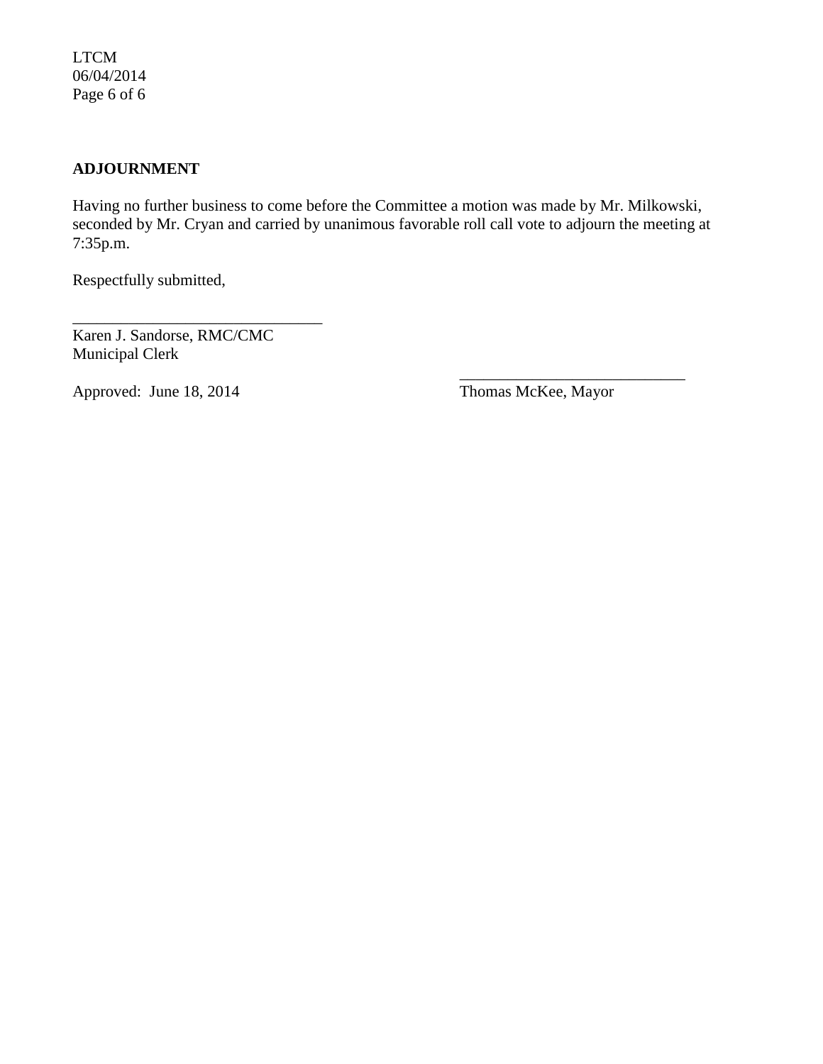## ADJOURNMENT

Having no further business to come before the Committee a motion was made by Mr. Milkowski, seconded by Mr. Cryan and carried by unanimous favorable roll call vote to adjourn the meeting at 7:35p.m.

Respectfully submitted,

_______________________________
Karen J. Sandorse, RMC/CMC
Municipal Clerk

Approved: June 18, 2014

_____________________________
Thomas McKee, Mayor